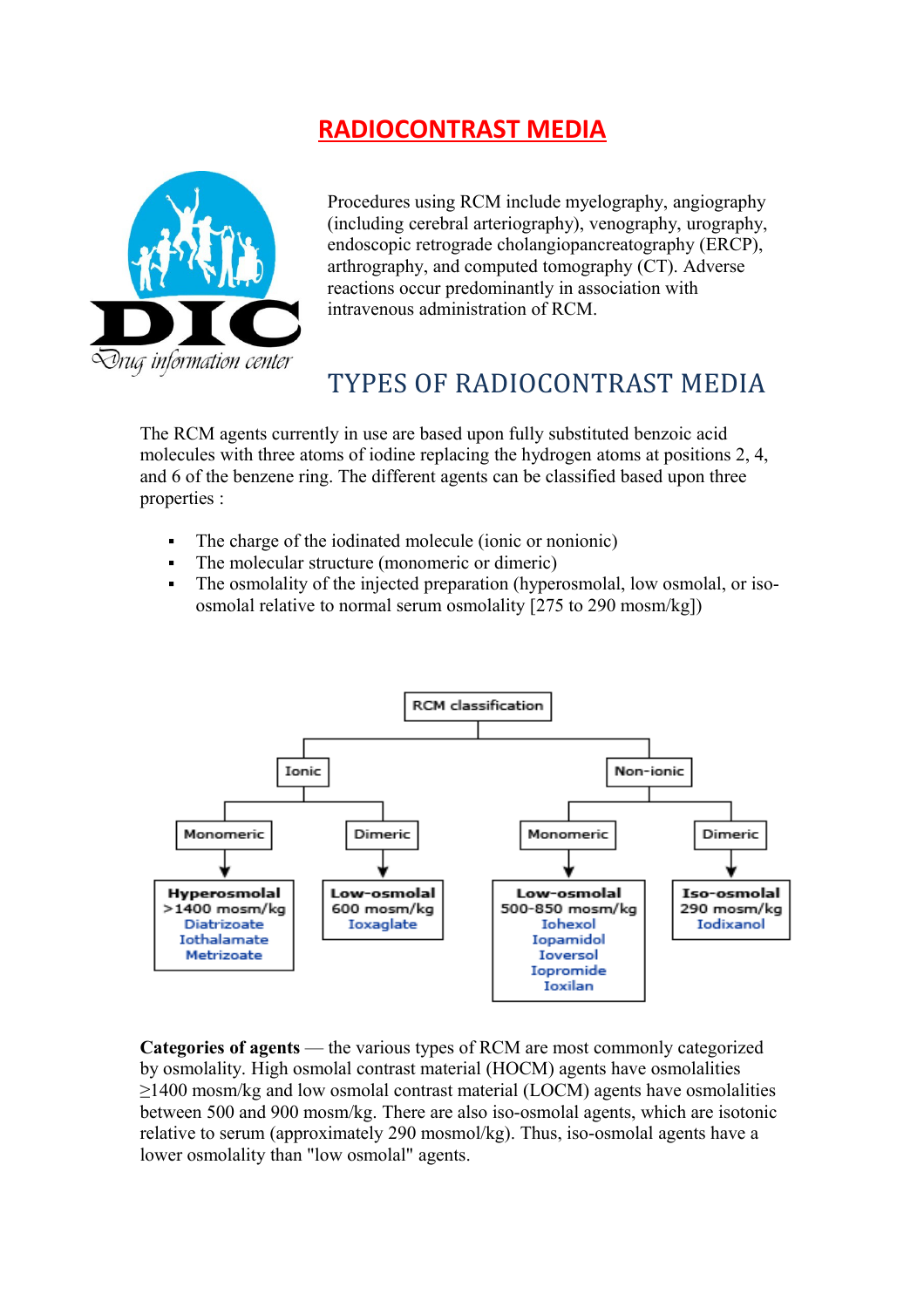# RADIOCONTRAST MEDIA

Procedures using RCM include myelography, angiography (including cerebral arteriography), venography, urography, endoscopic retrograde cholangiopancreatography (ERCP), arthrography, and computed tomography (CT). Adverse reactions occur predominantly in association with intravenous administration of RCM.

## TYPES OF RADIOCONTRAST MEDIA

The RCM agents currently in use are based upon fully substituted benzoic acid molecules with three atoms of iodine replacing the hydrogen atoms at positions 2, 4, and 6 of the benzene ring. The different agents can be classified based upon three properties :

- The charge of the iodinated molecule (ionic or nonionic)
- The molecular structure (monomeric or dimeric)
- The osmolality of the injected preparation (hyperosmolal, low osmolal, or iso-osmolal relative to normal serum osmolality [275 to 290 mosm/kg])

**RCM classification**

- **Ionic**
  - **Monomeric** → Hyperosmolal, >1400 mosm/kg: Diatrizoate, Iothalamate, Metrizoate
  - **Dimeric** → Low-osmolal, 600 mosm/kg: Ioxaglate
- **Non-ionic**
  - **Monomeric** → Low-osmolal, 500-850 mosm/kg: Iohexol, Iopamidol, Ioversol, Iopromide, Ioxilan
  - **Dimeric** → Iso-osmolal, 290 mosm/kg: Iodixanol

**Categories of agents** — the various types of RCM are most commonly categorized by osmolality. High osmolal contrast material (HOCM) agents have osmolalities ≥1400 mosm/kg and low osmolal contrast material (LOCM) agents have osmolalities between 500 and 900 mosm/kg. There are also iso-osmolal agents, which are isotonic relative to serum (approximately 290 mosmol/kg). Thus, iso-osmolal agents have a lower osmolality than "low osmolal" agents.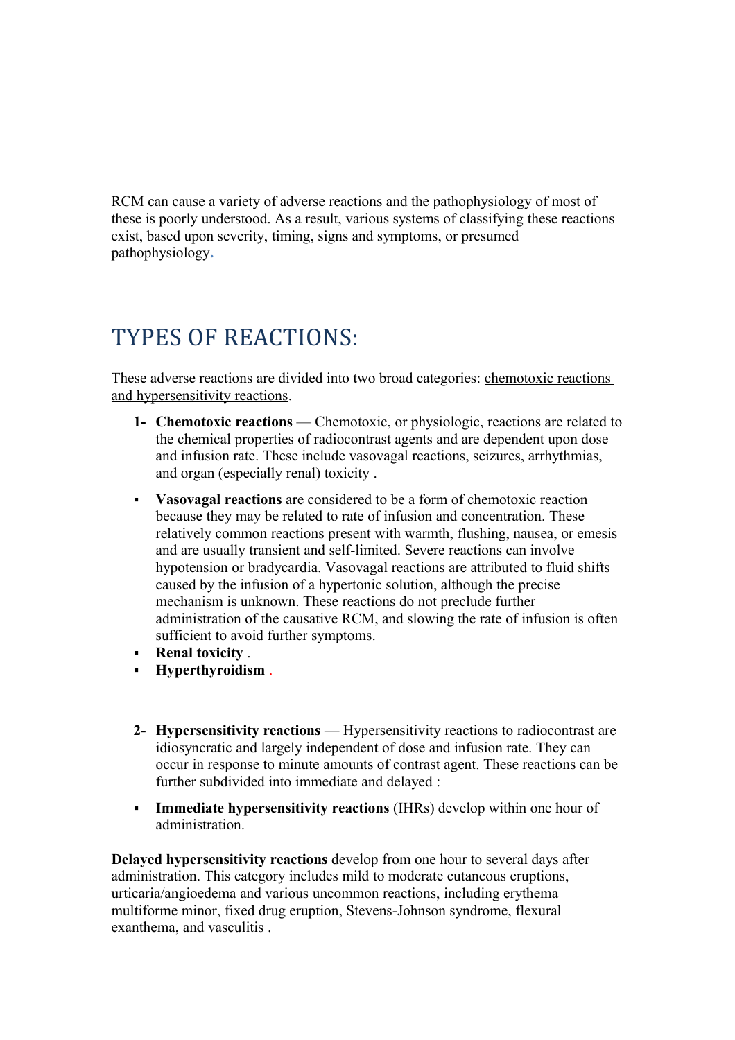RCM can cause a variety of adverse reactions and the pathophysiology of most of these is poorly understood. As a result, various systems of classifying these reactions exist, based upon severity, timing, signs and symptoms, or presumed pathophysiology.

# TYPES OF REACTIONS:

These adverse reactions are divided into two broad categories: <u>chemotoxic reactions and hypersensitivity reactions</u>.

1- **Chemotoxic reactions** — Chemotoxic, or physiologic, reactions are related to the chemical properties of radiocontrast agents and are dependent upon dose and infusion rate. These include vasovagal reactions, seizures, arrhythmias, and organ (especially renal) toxicity .

- **Vasovagal reactions** are considered to be a form of chemotoxic reaction because they may be related to rate of infusion and concentration. These relatively common reactions present with warmth, flushing, nausea, or emesis and are usually transient and self-limited. Severe reactions can involve hypotension or bradycardia. Vasovagal reactions are attributed to fluid shifts caused by the infusion of a hypertonic solution, although the precise mechanism is unknown. These reactions do not preclude further administration of the causative RCM, and <u>slowing the rate of infusion</u> is often sufficient to avoid further symptoms.
- **Renal toxicity** .
- **Hyperthyroidism** .

2- **Hypersensitivity reactions** — Hypersensitivity reactions to radiocontrast are idiosyncratic and largely independent of dose and infusion rate. They can occur in response to minute amounts of contrast agent. These reactions can be further subdivided into immediate and delayed :

- **Immediate hypersensitivity reactions** (IHRs) develop within one hour of administration.

**Delayed hypersensitivity reactions** develop from one hour to several days after administration. This category includes mild to moderate cutaneous eruptions, urticaria/angioedema and various uncommon reactions, including erythema multiforme minor, fixed drug eruption, Stevens-Johnson syndrome, flexural exanthema, and vasculitis .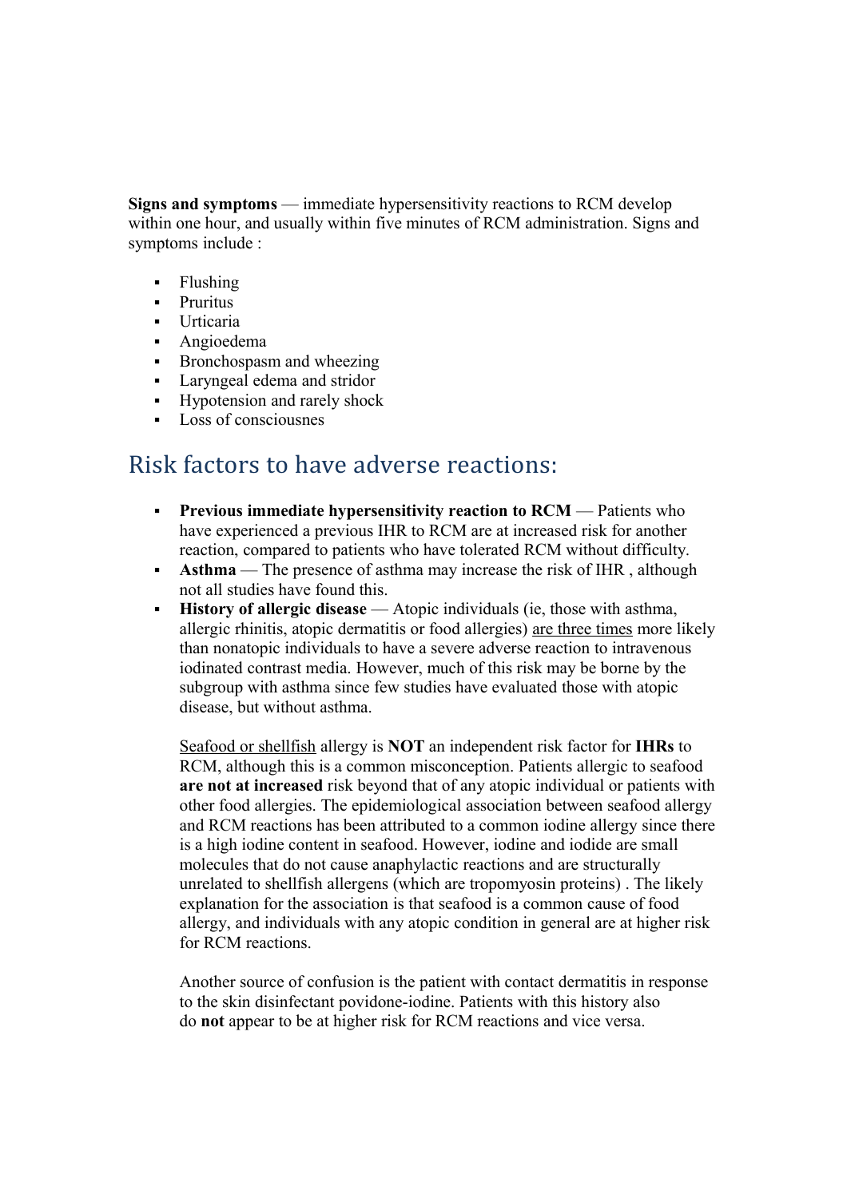**Signs and symptoms** — immediate hypersensitivity reactions to RCM develop within one hour, and usually within five minutes of RCM administration. Signs and symptoms include :

- Flushing
- Pruritus
- Urticaria
- Angioedema
- Bronchospasm and wheezing
- Laryngeal edema and stridor
- Hypotension and rarely shock
- Loss of consciousnes

## Risk factors to have adverse reactions:

- **Previous immediate hypersensitivity reaction to RCM** — Patients who have experienced a previous IHR to RCM are at increased risk for another reaction, compared to patients who have tolerated RCM without difficulty.
- **Asthma** — The presence of asthma may increase the risk of IHR , although not all studies have found this.
- **History of allergic disease** — Atopic individuals (ie, those with asthma, allergic rhinitis, atopic dermatitis or food allergies) <u>are three times</u> more likely than nonatopic individuals to have a severe adverse reaction to intravenous iodinated contrast media. However, much of this risk may be borne by the subgroup with asthma since few studies have evaluated those with atopic disease, but without asthma.

  <u>Seafood or shellfish</u> allergy is **NOT** an independent risk factor for **IHRs** to RCM, although this is a common misconception. Patients allergic to seafood **are not at increased** risk beyond that of any atopic individual or patients with other food allergies. The epidemiological association between seafood allergy and RCM reactions has been attributed to a common iodine allergy since there is a high iodine content in seafood. However, iodine and iodide are small molecules that do not cause anaphylactic reactions and are structurally unrelated to shellfish allergens (which are tropomyosin proteins) . The likely explanation for the association is that seafood is a common cause of food allergy, and individuals with any atopic condition in general are at higher risk for RCM reactions.

  Another source of confusion is the patient with contact dermatitis in response to the skin disinfectant povidone-iodine. Patients with this history also do **not** appear to be at higher risk for RCM reactions and vice versa.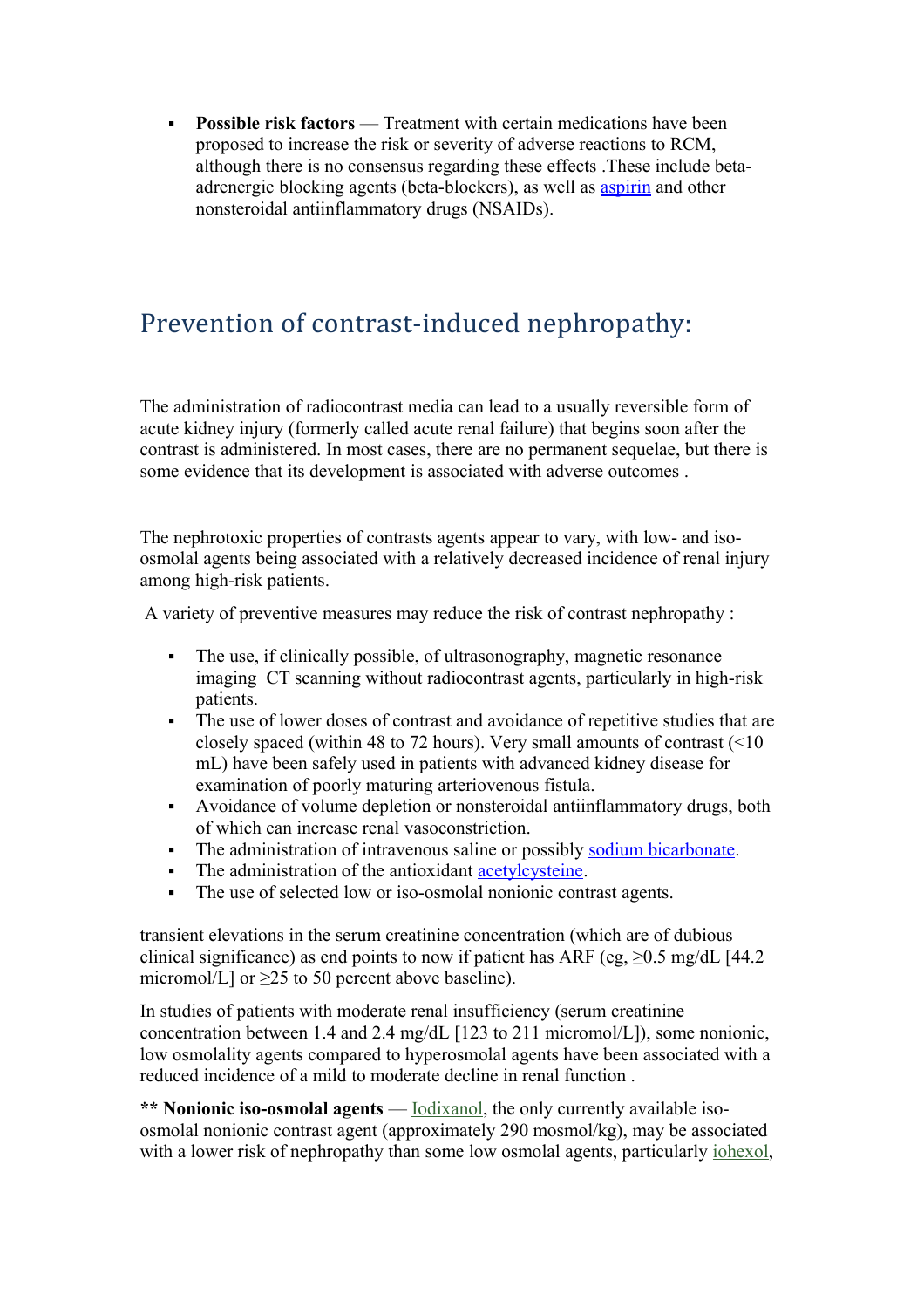- **Possible risk factors** — Treatment with certain medications have been proposed to increase the risk or severity of adverse reactions to RCM, although there is no consensus regarding these effects .These include beta-adrenergic blocking agents (beta-blockers), as well as aspirin and other nonsteroidal antiinflammatory drugs (NSAIDs).

## Prevention of contrast-induced nephropathy:

The administration of radiocontrast media can lead to a usually reversible form of acute kidney injury (formerly called acute renal failure) that begins soon after the contrast is administered. In most cases, there are no permanent sequelae, but there is some evidence that its development is associated with adverse outcomes .

The nephrotoxic properties of contrasts agents appear to vary, with low- and iso-osmolal agents being associated with a relatively decreased incidence of renal injury among high-risk patients.

A variety of preventive measures may reduce the risk of contrast nephropathy :

- The use, if clinically possible, of ultrasonography, magnetic resonance imaging  CT scanning without radiocontrast agents, particularly in high-risk patients.
- The use of lower doses of contrast and avoidance of repetitive studies that are closely spaced (within 48 to 72 hours). Very small amounts of contrast (<10 mL) have been safely used in patients with advanced kidney disease for examination of poorly maturing arteriovenous fistula.
- Avoidance of volume depletion or nonsteroidal antiinflammatory drugs, both of which can increase renal vasoconstriction.
- The administration of intravenous saline or possibly sodium bicarbonate.
- The administration of the antioxidant acetylcysteine.
- The use of selected low or iso-osmolal nonionic contrast agents.

transient elevations in the serum creatinine concentration (which are of dubious clinical significance) as end points to now if patient has ARF (eg, ≥0.5 mg/dL [44.2 micromol/L] or ≥25 to 50 percent above baseline).

In studies of patients with moderate renal insufficiency (serum creatinine concentration between 1.4 and 2.4 mg/dL [123 to 211 micromol/L]), some nonionic, low osmolality agents compared to hyperosmolal agents have been associated with a reduced incidence of a mild to moderate decline in renal function .

**\*\* Nonionic iso-osmolal agents** — Iodixanol, the only currently available iso-osmolal nonionic contrast agent (approximately 290 mosmol/kg), may be associated with a lower risk of nephropathy than some low osmolal agents, particularly iohexol,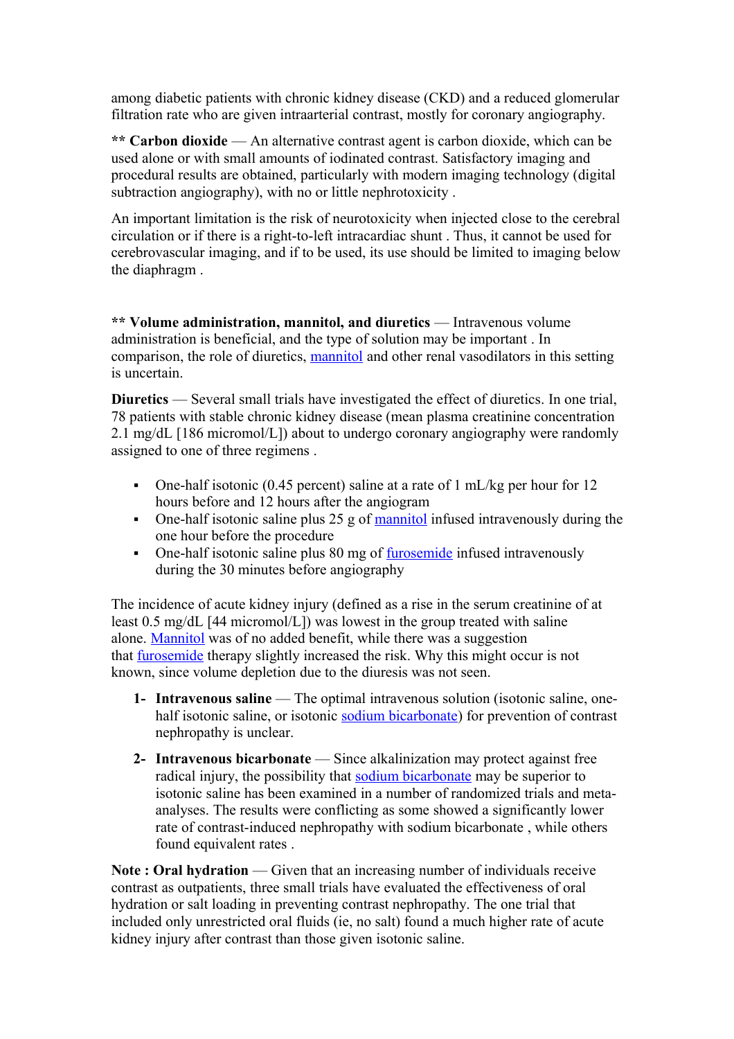among diabetic patients with chronic kidney disease (CKD) and a reduced glomerular filtration rate who are given intraarterial contrast, mostly for coronary angiography.

** **Carbon dioxide** — An alternative contrast agent is carbon dioxide, which can be used alone or with small amounts of iodinated contrast. Satisfactory imaging and procedural results are obtained, particularly with modern imaging technology (digital subtraction angiography), with no or little nephrotoxicity .

An important limitation is the risk of neurotoxicity when injected close to the cerebral circulation or if there is a right-to-left intracardiac shunt . Thus, it cannot be used for cerebrovascular imaging, and if to be used, its use should be limited to imaging below the diaphragm .

** **Volume administration, mannitol, and diuretics** — Intravenous volume administration is beneficial, and the type of solution may be important . In comparison, the role of diuretics, mannitol and other renal vasodilators in this setting is uncertain.

**Diuretics** — Several small trials have investigated the effect of diuretics. In one trial, 78 patients with stable chronic kidney disease (mean plasma creatinine concentration 2.1 mg/dL [186 micromol/L]) about to undergo coronary angiography were randomly assigned to one of three regimens .

- One-half isotonic (0.45 percent) saline at a rate of 1 mL/kg per hour for 12 hours before and 12 hours after the angiogram
- One-half isotonic saline plus 25 g of mannitol infused intravenously during the one hour before the procedure
- One-half isotonic saline plus 80 mg of furosemide infused intravenously during the 30 minutes before angiography

The incidence of acute kidney injury (defined as a rise in the serum creatinine of at least 0.5 mg/dL [44 micromol/L]) was lowest in the group treated with saline alone. Mannitol was of no added benefit, while there was a suggestion that furosemide therapy slightly increased the risk. Why this might occur is not known, since volume depletion due to the diuresis was not seen.

1- **Intravenous saline** — The optimal intravenous solution (isotonic saline, one-half isotonic saline, or isotonic sodium bicarbonate) for prevention of contrast nephropathy is unclear.

2- **Intravenous bicarbonate** — Since alkalinization may protect against free radical injury, the possibility that sodium bicarbonate may be superior to isotonic saline has been examined in a number of randomized trials and meta-analyses. The results were conflicting as some showed a significantly lower rate of contrast-induced nephropathy with sodium bicarbonate , while others found equivalent rates .

**Note : Oral hydration** — Given that an increasing number of individuals receive contrast as outpatients, three small trials have evaluated the effectiveness of oral hydration or salt loading in preventing contrast nephropathy. The one trial that included only unrestricted oral fluids (ie, no salt) found a much higher rate of acute kidney injury after contrast than those given isotonic saline.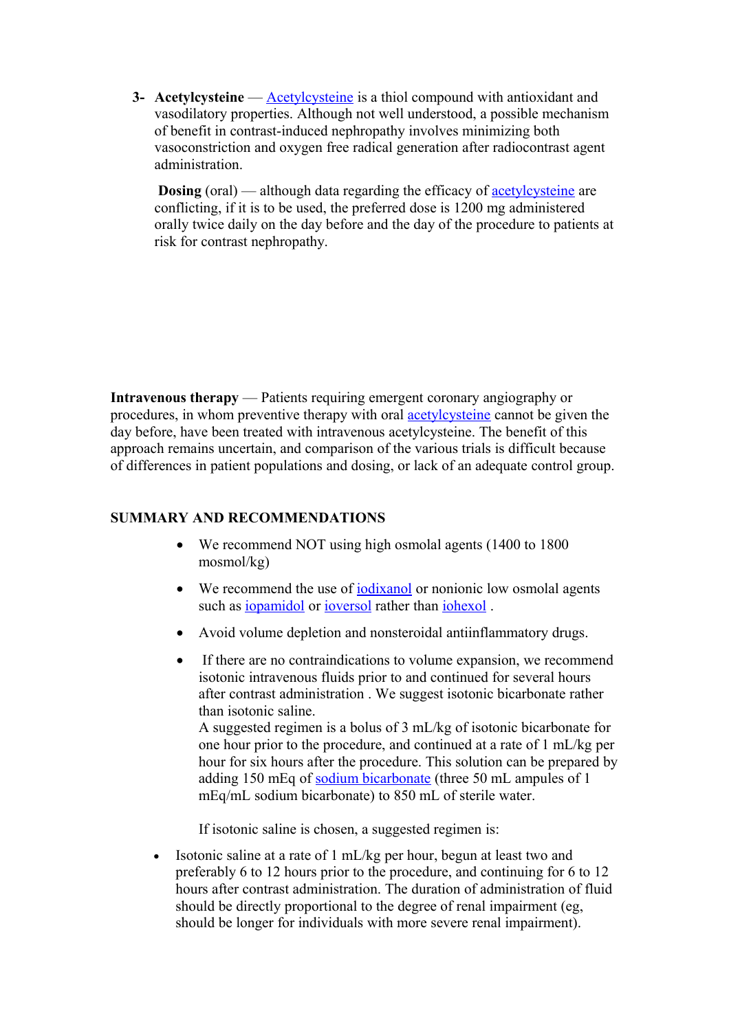3- **Acetylcysteine** — Acetylcysteine is a thiol compound with antioxidant and vasodilatory properties. Although not well understood, a possible mechanism of benefit in contrast-induced nephropathy involves minimizing both vasoconstriction and oxygen free radical generation after radiocontrast agent administration.

**Dosing** (oral) — although data regarding the efficacy of acetylcysteine are conflicting, if it is to be used, the preferred dose is 1200 mg administered orally twice daily on the day before and the day of the procedure to patients at risk for contrast nephropathy.

**Intravenous therapy** — Patients requiring emergent coronary angiography or procedures, in whom preventive therapy with oral acetylcysteine cannot be given the day before, have been treated with intravenous acetylcysteine. The benefit of this approach remains uncertain, and comparison of the various trials is difficult because of differences in patient populations and dosing, or lack of an adequate control group.

## SUMMARY AND RECOMMENDATIONS

- We recommend NOT using high osmolal agents (1400 to 1800 mosmol/kg)
- We recommend the use of iodixanol or nonionic low osmolal agents such as iopamidol or ioversol rather than iohexol .
- Avoid volume depletion and nonsteroidal antiinflammatory drugs.
- If there are no contraindications to volume expansion, we recommend isotonic intravenous fluids prior to and continued for several hours after contrast administration . We suggest isotonic bicarbonate rather than isotonic saline.
  A suggested regimen is a bolus of 3 mL/kg of isotonic bicarbonate for one hour prior to the procedure, and continued at a rate of 1 mL/kg per hour for six hours after the procedure. This solution can be prepared by adding 150 mEq of sodium bicarbonate (three 50 mL ampules of 1 mEq/mL sodium bicarbonate) to 850 mL of sterile water.

  If isotonic saline is chosen, a suggested regimen is:

- Isotonic saline at a rate of 1 mL/kg per hour, begun at least two and preferably 6 to 12 hours prior to the procedure, and continuing for 6 to 12 hours after contrast administration. The duration of administration of fluid should be directly proportional to the degree of renal impairment (eg, should be longer for individuals with more severe renal impairment).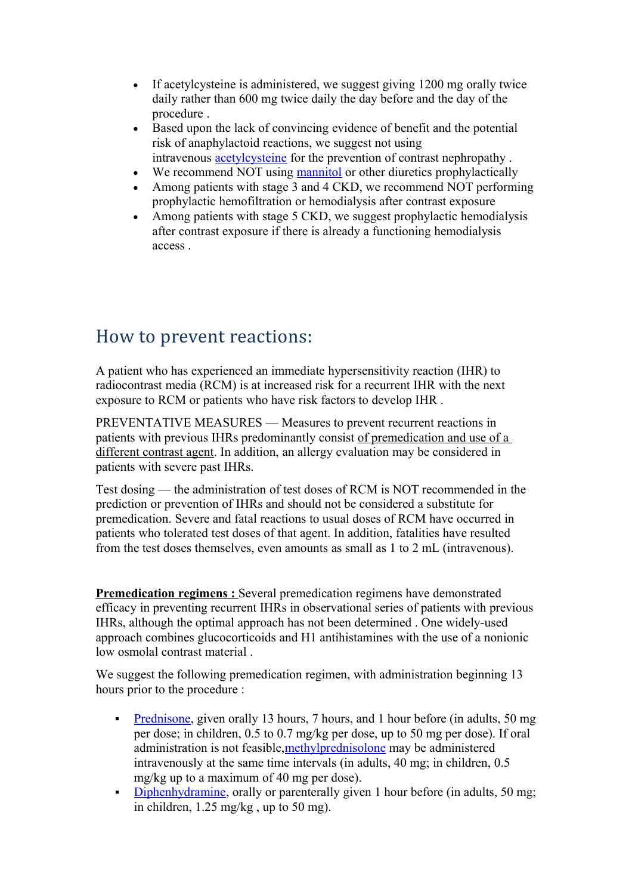- If acetylcysteine is administered, we suggest giving 1200 mg orally twice daily rather than 600 mg twice daily the day before and the day of the procedure .
- Based upon the lack of convincing evidence of benefit and the potential risk of anaphylactoid reactions, we suggest not using intravenous acetylcysteine for the prevention of contrast nephropathy .
- We recommend NOT using mannitol or other diuretics prophylactically
- Among patients with stage 3 and 4 CKD, we recommend NOT performing prophylactic hemofiltration or hemodialysis after contrast exposure
- Among patients with stage 5 CKD, we suggest prophylactic hemodialysis after contrast exposure if there is already a functioning hemodialysis access .

## How to prevent reactions:

A patient who has experienced an immediate hypersensitivity reaction (IHR) to radiocontrast media (RCM) is at increased risk for a recurrent IHR with the next exposure to RCM or patients who have risk factors to develop IHR .

PREVENTATIVE MEASURES — Measures to prevent recurrent reactions in patients with previous IHRs predominantly consist of premedication and use of a different contrast agent. In addition, an allergy evaluation may be considered in patients with severe past IHRs.

Test dosing — the administration of test doses of RCM is NOT recommended in the prediction or prevention of IHRs and should not be considered a substitute for premedication. Severe and fatal reactions to usual doses of RCM have occurred in patients who tolerated test doses of that agent. In addition, fatalities have resulted from the test doses themselves, even amounts as small as 1 to 2 mL (intravenous).

**Premedication regimens :** Several premedication regimens have demonstrated efficacy in preventing recurrent IHRs in observational series of patients with previous IHRs, although the optimal approach has not been determined . One widely-used approach combines glucocorticoids and H1 antihistamines with the use of a nonionic low osmolal contrast material .

We suggest the following premedication regimen, with administration beginning 13 hours prior to the procedure :

- Prednisone, given orally 13 hours, 7 hours, and 1 hour before (in adults, 50 mg per dose; in children, 0.5 to 0.7 mg/kg per dose, up to 50 mg per dose). If oral administration is not feasible, methylprednisolone may be administered intravenously at the same time intervals (in adults, 40 mg; in children, 0.5 mg/kg up to a maximum of 40 mg per dose).
- Diphenhydramine, orally or parenterally given 1 hour before (in adults, 50 mg; in children, 1.25 mg/kg , up to 50 mg).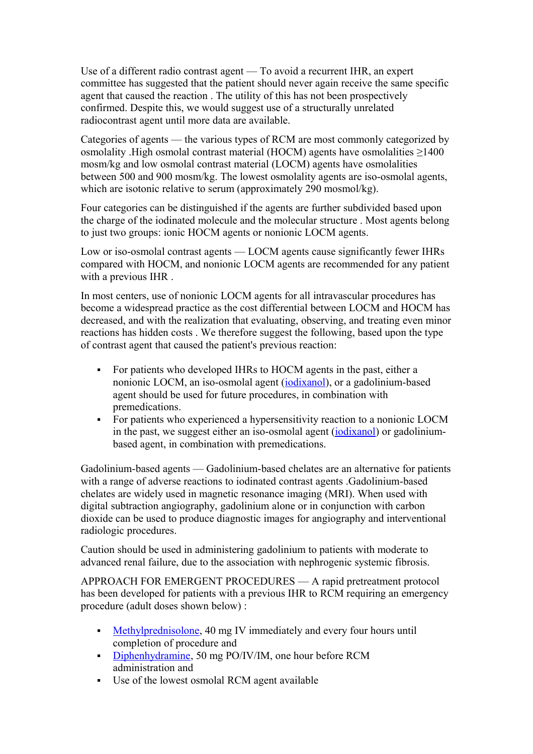Use of a different radio contrast agent — To avoid a recurrent IHR, an expert committee has suggested that the patient should never again receive the same specific agent that caused the reaction . The utility of this has not been prospectively confirmed. Despite this, we would suggest use of a structurally unrelated radiocontrast agent until more data are available.

Categories of agents — the various types of RCM are most commonly categorized by osmolality .High osmolal contrast material (HOCM) agents have osmolalities ≥1400 mosm/kg and low osmolal contrast material (LOCM) agents have osmolalities between 500 and 900 mosm/kg. The lowest osmolality agents are iso-osmolal agents, which are isotonic relative to serum (approximately 290 mosmol/kg).

Four categories can be distinguished if the agents are further subdivided based upon the charge of the iodinated molecule and the molecular structure . Most agents belong to just two groups: ionic HOCM agents or nonionic LOCM agents.

Low or iso-osmolal contrast agents — LOCM agents cause significantly fewer IHRs compared with HOCM, and nonionic LOCM agents are recommended for any patient with a previous IHR .

In most centers, use of nonionic LOCM agents for all intravascular procedures has become a widespread practice as the cost differential between LOCM and HOCM has decreased, and with the realization that evaluating, observing, and treating even minor reactions has hidden costs . We therefore suggest the following, based upon the type of contrast agent that caused the patient's previous reaction:

- For patients who developed IHRs to HOCM agents in the past, either a nonionic LOCM, an iso-osmolal agent (iodixanol), or a gadolinium-based agent should be used for future procedures, in combination with premedications.
- For patients who experienced a hypersensitivity reaction to a nonionic LOCM in the past, we suggest either an iso-osmolal agent (iodixanol) or gadolinium-based agent, in combination with premedications.

Gadolinium-based agents — Gadolinium-based chelates are an alternative for patients with a range of adverse reactions to iodinated contrast agents .Gadolinium-based chelates are widely used in magnetic resonance imaging (MRI). When used with digital subtraction angiography, gadolinium alone or in conjunction with carbon dioxide can be used to produce diagnostic images for angiography and interventional radiologic procedures.

Caution should be used in administering gadolinium to patients with moderate to advanced renal failure, due to the association with nephrogenic systemic fibrosis.

APPROACH FOR EMERGENT PROCEDURES — A rapid pretreatment protocol has been developed for patients with a previous IHR to RCM requiring an emergency procedure (adult doses shown below) :

- Methylprednisolone, 40 mg IV immediately and every four hours until completion of procedure and
- Diphenhydramine, 50 mg PO/IV/IM, one hour before RCM administration and
- Use of the lowest osmolal RCM agent available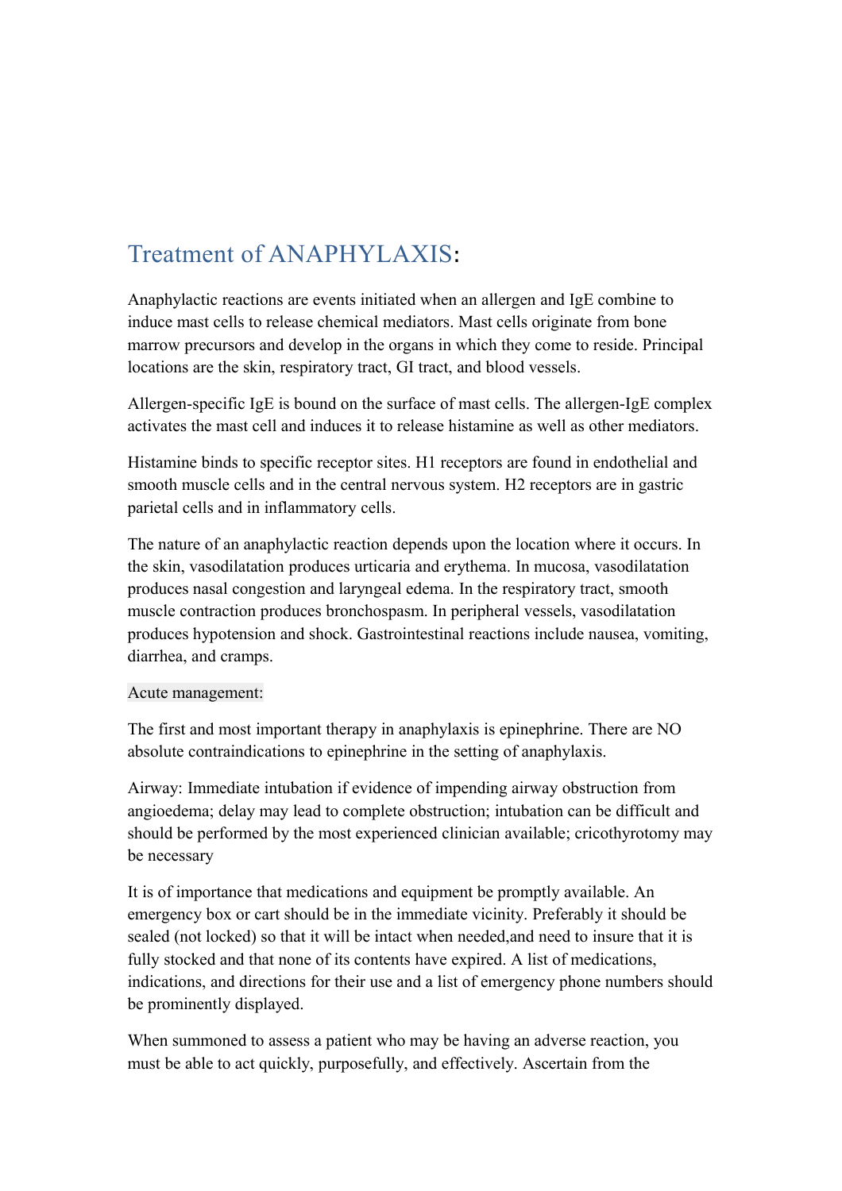# Treatment of ANAPHYLAXIS:

Anaphylactic reactions are events initiated when an allergen and IgE combine to induce mast cells to release chemical mediators. Mast cells originate from bone marrow precursors and develop in the organs in which they come to reside. Principal locations are the skin, respiratory tract, GI tract, and blood vessels.

Allergen-specific IgE is bound on the surface of mast cells. The allergen-IgE complex activates the mast cell and induces it to release histamine as well as other mediators.

Histamine binds to specific receptor sites. H1 receptors are found in endothelial and smooth muscle cells and in the central nervous system. H2 receptors are in gastric parietal cells and in inflammatory cells.

The nature of an anaphylactic reaction depends upon the location where it occurs. In the skin, vasodilatation produces urticaria and erythema. In mucosa, vasodilatation produces nasal congestion and laryngeal edema. In the respiratory tract, smooth muscle contraction produces bronchospasm. In peripheral vessels, vasodilatation produces hypotension and shock. Gastrointestinal reactions include nausea, vomiting, diarrhea, and cramps.

Acute management:

The first and most important therapy in anaphylaxis is epinephrine. There are NO absolute contraindications to epinephrine in the setting of anaphylaxis.

Airway: Immediate intubation if evidence of impending airway obstruction from angioedema; delay may lead to complete obstruction; intubation can be difficult and should be performed by the most experienced clinician available; cricothyrotomy may be necessary

It is of importance that medications and equipment be promptly available. An emergency box or cart should be in the immediate vicinity. Preferably it should be sealed (not locked) so that it will be intact when needed,and need to insure that it is fully stocked and that none of its contents have expired. A list of medications, indications, and directions for their use and a list of emergency phone numbers should be prominently displayed.

When summoned to assess a patient who may be having an adverse reaction, you must be able to act quickly, purposefully, and effectively. Ascertain from the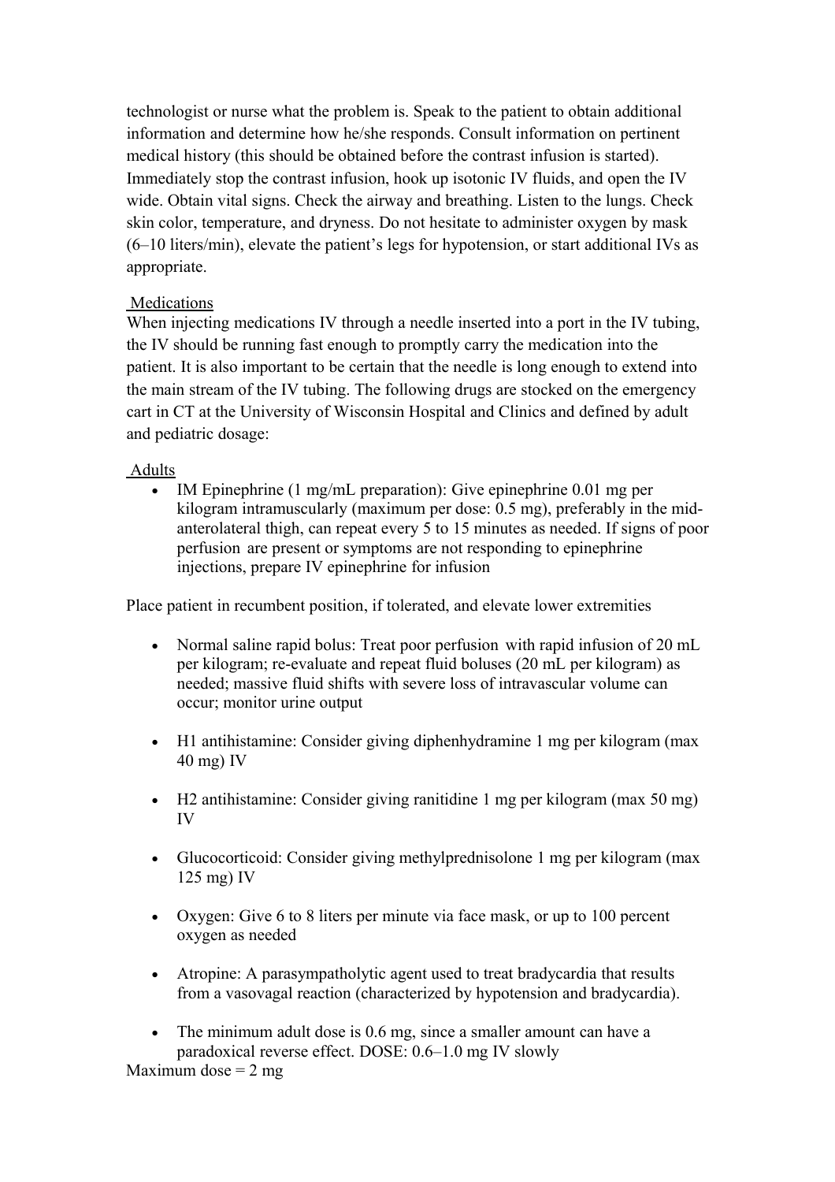technologist or nurse what the problem is. Speak to the patient to obtain additional information and determine how he/she responds. Consult information on pertinent medical history (this should be obtained before the contrast infusion is started). Immediately stop the contrast infusion, hook up isotonic IV fluids, and open the IV wide. Obtain vital signs. Check the airway and breathing. Listen to the lungs. Check skin color, temperature, and dryness. Do not hesitate to administer oxygen by mask (6–10 liters/min), elevate the patient's legs for hypotension, or start additional IVs as appropriate.

Medications

When injecting medications IV through a needle inserted into a port in the IV tubing, the IV should be running fast enough to promptly carry the medication into the patient. It is also important to be certain that the needle is long enough to extend into the main stream of the IV tubing. The following drugs are stocked on the emergency cart in CT at the University of Wisconsin Hospital and Clinics and defined by adult and pediatric dosage:

Adults

- IM Epinephrine (1 mg/mL preparation): Give epinephrine 0.01 mg per kilogram intramuscularly (maximum per dose: 0.5 mg), preferably in the mid-anterolateral thigh, can repeat every 5 to 15 minutes as needed. If signs of poor perfusion are present or symptoms are not responding to epinephrine injections, prepare IV epinephrine for infusion

Place patient in recumbent position, if tolerated, and elevate lower extremities

- Normal saline rapid bolus: Treat poor perfusion with rapid infusion of 20 mL per kilogram; re-evaluate and repeat fluid boluses (20 mL per kilogram) as needed; massive fluid shifts with severe loss of intravascular volume can occur; monitor urine output
- H1 antihistamine: Consider giving diphenhydramine 1 mg per kilogram (max 40 mg) IV
- H2 antihistamine: Consider giving ranitidine 1 mg per kilogram (max 50 mg) IV
- Glucocorticoid: Consider giving methylprednisolone 1 mg per kilogram (max 125 mg) IV
- Oxygen: Give 6 to 8 liters per minute via face mask, or up to 100 percent oxygen as needed
- Atropine: A parasympatholytic agent used to treat bradycardia that results from a vasovagal reaction (characterized by hypotension and bradycardia).
- The minimum adult dose is 0.6 mg, since a smaller amount can have a paradoxical reverse effect. DOSE: 0.6–1.0 mg IV slowly

Maximum dose = 2 mg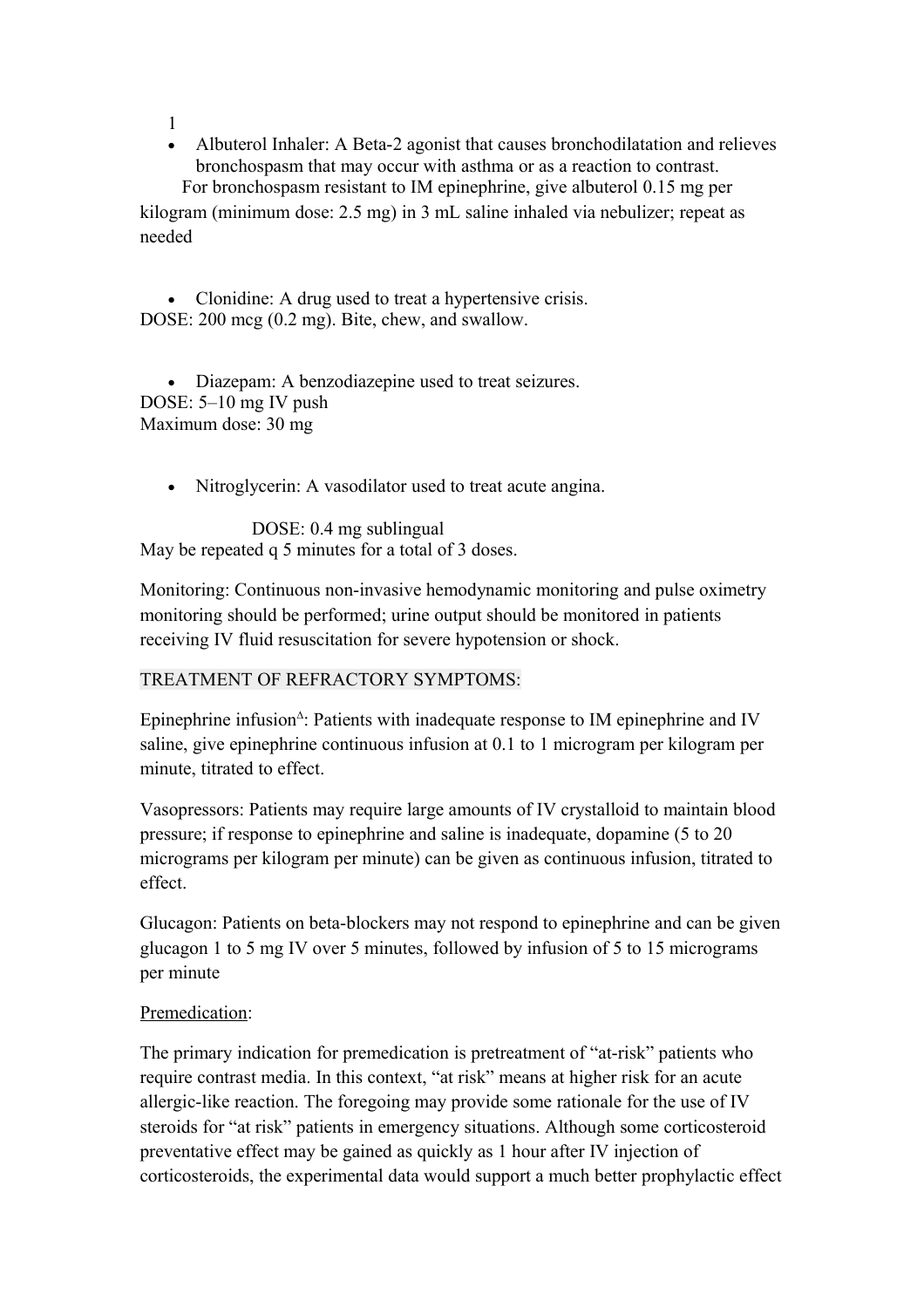1

- Albuterol Inhaler: A Beta-2 agonist that causes bronchodilatation and relieves bronchospasm that may occur with asthma or as a reaction to contrast.

For bronchospasm resistant to IM epinephrine, give albuterol 0.15 mg per kilogram (minimum dose: 2.5 mg) in 3 mL saline inhaled via nebulizer; repeat as needed

- Clonidine: A drug used to treat a hypertensive crisis.

DOSE: 200 mcg (0.2 mg). Bite, chew, and swallow.

- Diazepam: A benzodiazepine used to treat seizures.

DOSE: 5–10 mg IV push
Maximum dose: 30 mg

- Nitroglycerin: A vasodilator used to treat acute angina.

DOSE: 0.4 mg sublingual
May be repeated q 5 minutes for a total of 3 doses.

Monitoring: Continuous non-invasive hemodynamic monitoring and pulse oximetry monitoring should be performed; urine output should be monitored in patients receiving IV fluid resuscitation for severe hypotension or shock.

TREATMENT OF REFRACTORY SYMPTOMS:

Epinephrine infusion[Δ]: Patients with inadequate response to IM epinephrine and IV saline, give epinephrine continuous infusion at 0.1 to 1 microgram per kilogram per minute, titrated to effect.

Vasopressors: Patients may require large amounts of IV crystalloid to maintain blood pressure; if response to epinephrine and saline is inadequate, dopamine (5 to 20 micrograms per kilogram per minute) can be given as continuous infusion, titrated to effect.

Glucagon: Patients on beta-blockers may not respond to epinephrine and can be given glucagon 1 to 5 mg IV over 5 minutes, followed by infusion of 5 to 15 micrograms per minute

Premedication:

The primary indication for premedication is pretreatment of "at-risk" patients who require contrast media. In this context, "at risk" means at higher risk for an acute allergic-like reaction. The foregoing may provide some rationale for the use of IV steroids for "at risk" patients in emergency situations. Although some corticosteroid preventative effect may be gained as quickly as 1 hour after IV injection of corticosteroids, the experimental data would support a much better prophylactic effect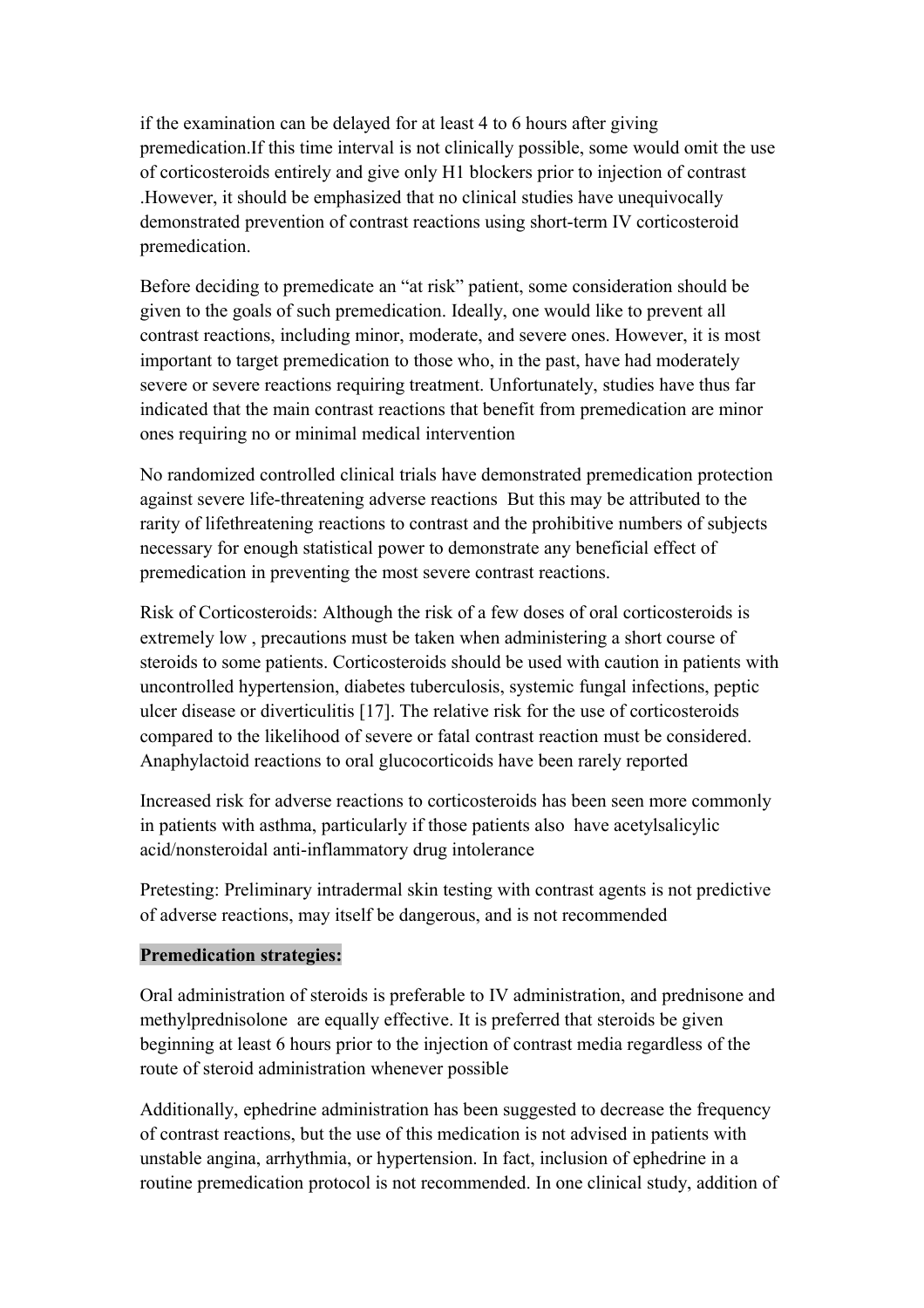if the examination can be delayed for at least 4 to 6 hours after giving premedication.If this time interval is not clinically possible, some would omit the use of corticosteroids entirely and give only H1 blockers prior to injection of contrast .However, it should be emphasized that no clinical studies have unequivocally demonstrated prevention of contrast reactions using short-term IV corticosteroid premedication.

Before deciding to premedicate an "at risk" patient, some consideration should be given to the goals of such premedication. Ideally, one would like to prevent all contrast reactions, including minor, moderate, and severe ones. However, it is most important to target premedication to those who, in the past, have had moderately severe or severe reactions requiring treatment. Unfortunately, studies have thus far indicated that the main contrast reactions that benefit from premedication are minor ones requiring no or minimal medical intervention

No randomized controlled clinical trials have demonstrated premedication protection against severe life-threatening adverse reactions But this may be attributed to the rarity of lifethreatening reactions to contrast and the prohibitive numbers of subjects necessary for enough statistical power to demonstrate any beneficial effect of premedication in preventing the most severe contrast reactions.

Risk of Corticosteroids: Although the risk of a few doses of oral corticosteroids is extremely low , precautions must be taken when administering a short course of steroids to some patients. Corticosteroids should be used with caution in patients with uncontrolled hypertension, diabetes tuberculosis, systemic fungal infections, peptic ulcer disease or diverticulitis [17]. The relative risk for the use of corticosteroids compared to the likelihood of severe or fatal contrast reaction must be considered. Anaphylactoid reactions to oral glucocorticoids have been rarely reported

Increased risk for adverse reactions to corticosteroids has been seen more commonly in patients with asthma, particularly if those patients also have acetylsalicylic acid/nonsteroidal anti-inflammatory drug intolerance

Pretesting: Preliminary intradermal skin testing with contrast agents is not predictive of adverse reactions, may itself be dangerous, and is not recommended

**Premedication strategies:**

Oral administration of steroids is preferable to IV administration, and prednisone and methylprednisolone are equally effective. It is preferred that steroids be given beginning at least 6 hours prior to the injection of contrast media regardless of the route of steroid administration whenever possible

Additionally, ephedrine administration has been suggested to decrease the frequency of contrast reactions, but the use of this medication is not advised in patients with unstable angina, arrhythmia, or hypertension. In fact, inclusion of ephedrine in a routine premedication protocol is not recommended. In one clinical study, addition of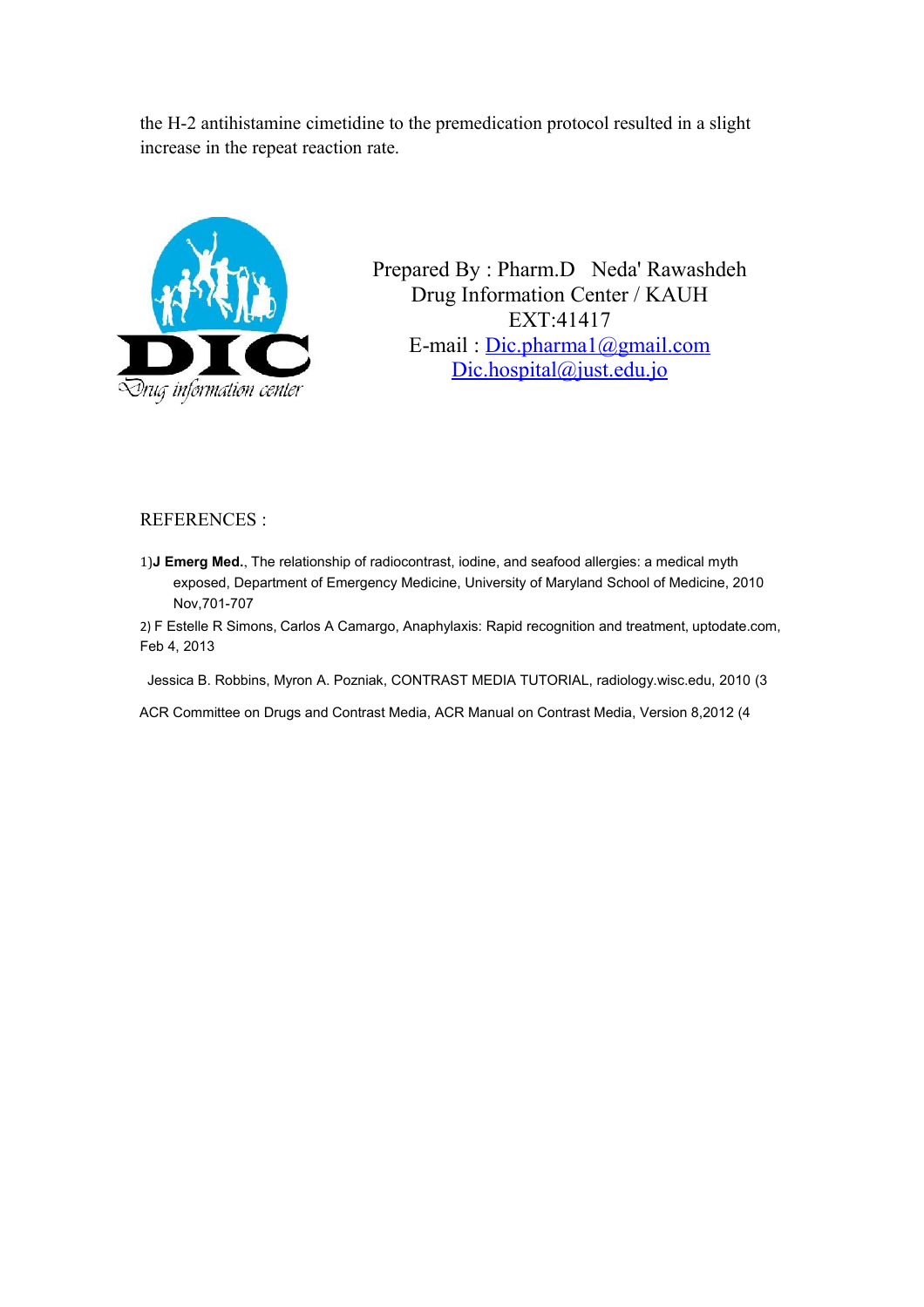the H-2 antihistamine cimetidine to the premedication protocol resulted in a slight increase in the repeat reaction rate.

Prepared By : Pharm.D Neda' Rawashdeh
Drug Information Center / KAUH
EXT:41417
E-mail : Dic.pharma1@gmail.com
Dic.hospital@just.edu.jo

REFERENCES :

1) **J Emerg Med.**, The relationship of radiocontrast, iodine, and seafood allergies: a medical myth exposed, Department of Emergency Medicine, University of Maryland School of Medicine, 2010 Nov,701-707

2) F Estelle R Simons, Carlos A Camargo, Anaphylaxis: Rapid recognition and treatment, uptodate.com, Feb 4, 2013

3) Jessica B. Robbins, Myron A. Pozniak, CONTRAST MEDIA TUTORIAL, radiology.wisc.edu, 2010

4) ACR Committee on Drugs and Contrast Media, ACR Manual on Contrast Media, Version 8,2012